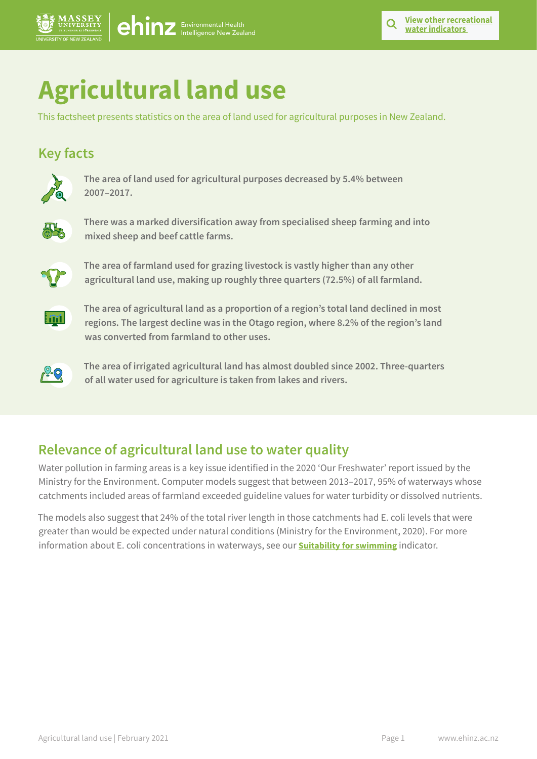[View other recreational water indicators](#)

# Agricultural land use

This factsheet presents statistics on the area of land used for agricultural purposes in New Zealand.

## Key facts

- **The area of land used for agricultural purposes decreased by 5.4% between 2007–2017.**
- **There was a marked diversification away from specialised sheep farming and into mixed sheep and beef cattle farms.**
- **The area of farmland used for grazing livestock is vastly higher than any other agricultural land use, making up roughly three quarters (72.5%) of all farmland.**
- **The area of agricultural land as a proportion of a region's total land declined in most regions. The largest decline was in the Otago region, where 8.2% of the region's land was converted from farmland to other uses.**
- **The area of irrigated agricultural land has almost doubled since 2002. Three-quarters of all water used for agriculture is taken from lakes and rivers.**

## Relevance of agricultural land use to water quality

Water pollution in farming areas is a key issue identified in the 2020 'Our Freshwater' report issued by the Ministry for the Environment. Computer models suggest that between 2013–2017, 95% of waterways whose catchments included areas of farmland exceeded guideline values for water turbidity or dissolved nutrients.

The models also suggest that 24% of the total river length in those catchments had E. coli levels that were greater than would be expected under natural conditions (Ministry for the Environment, 2020). For more information about E. coli concentrations in waterways, see our **Suitability for swimming** indicator.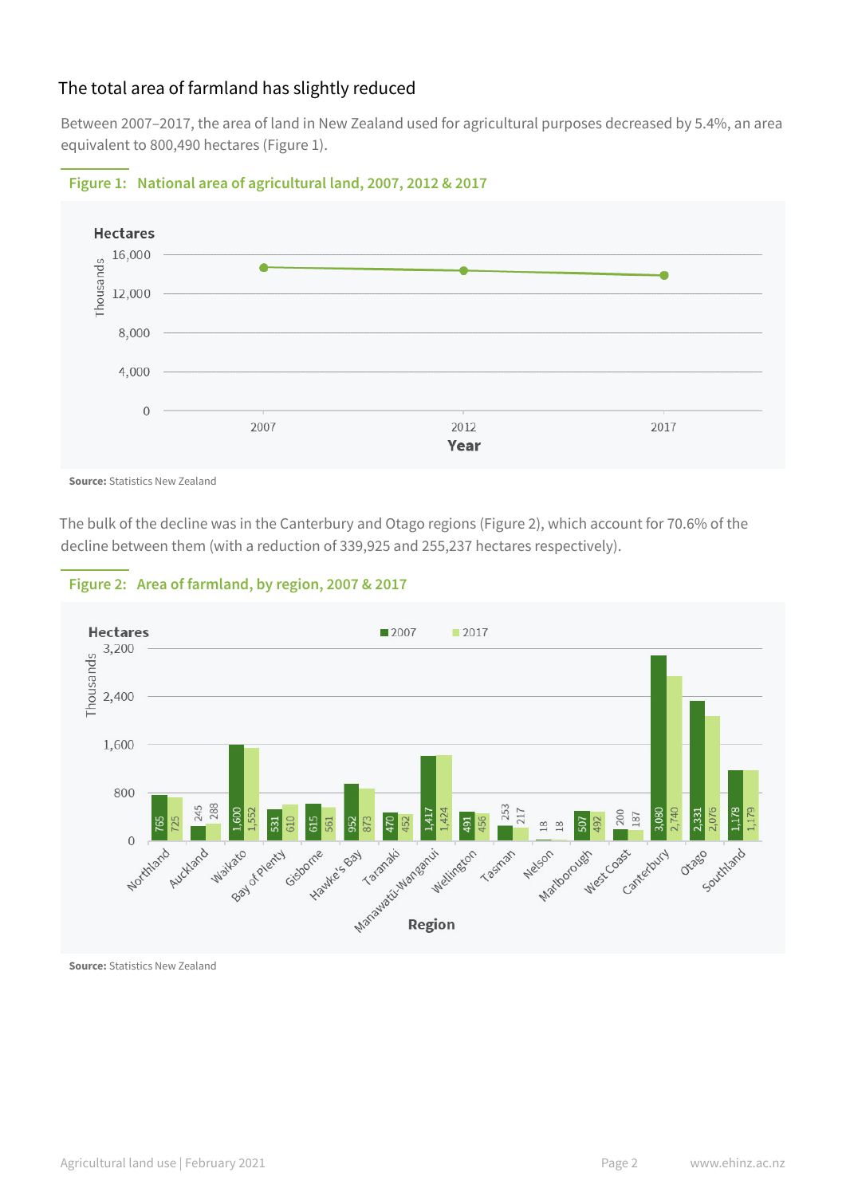## The total area of farmland has slightly reduced

Between 2007–2017, the area of land in New Zealand used for agricultural purposes decreased by 5.4%, an area equivalent to 800,490 hectares (Figure 1).

**Figure 1: National area of agricultural land, 2007, 2012 & 2017**

**Source:** Statistics New Zealand

The bulk of the decline was in the Canterbury and Otago regions (Figure 2), which account for 70.6% of the decline between them (with a reduction of 339,925 and 255,237 hectares respectively).

**Figure 2: Area of farmland, by region, 2007 & 2017**

| Region | 2007 (thousand hectares) | 2017 (thousand hectares) |
| --- | --- | --- |
| Northland | 765 | 725 |
| Auckland | 245 | 288 |
| Waikato | 1,600 | 1,552 |
| Bay of Plenty | 531 | 610 |
| Gisborne | 615 | 561 |
| Hawke's Bay | 952 | 873 |
| Taranaki | 470 | 452 |
| Manawatū-Wanganui | 1,417 | 1,424 |
| Wellington | 491 | 456 |
| Tasman | 253 | 217 |
| Nelson | 18 | 18 |
| Marlborough | 507 | 492 |
| West Coast | 200 | 187 |
| Canterbury | 3,080 | 2,740 |
| Otago | 2,331 | 2,076 |
| Southland | 1,178 | 1,179 |

**Source:** Statistics New Zealand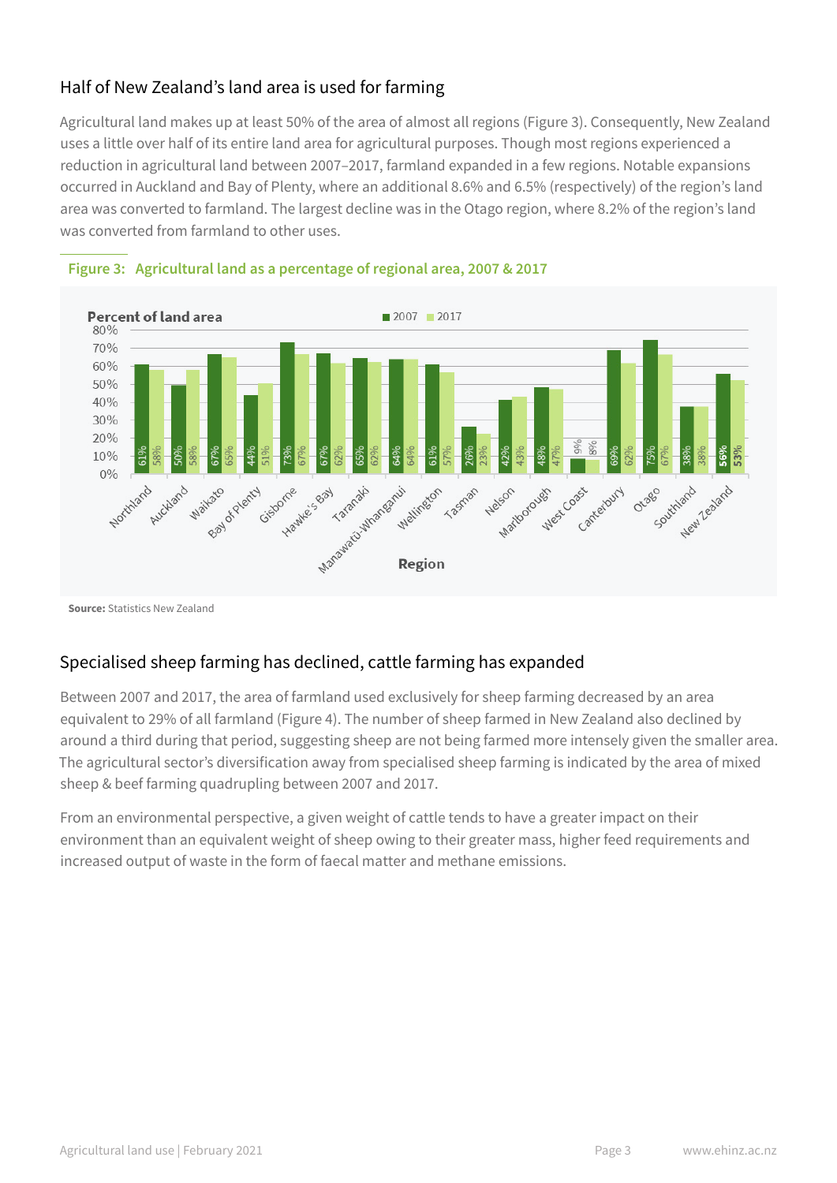## Half of New Zealand's land area is used for farming

Agricultural land makes up at least 50% of the area of almost all regions (Figure 3). Consequently, New Zealand uses a little over half of its entire land area for agricultural purposes. Though most regions experienced a reduction in agricultural land between 2007–2017, farmland expanded in a few regions. Notable expansions occurred in Auckland and Bay of Plenty, where an additional 8.6% and 6.5% (respectively) of the region's land area was converted to farmland. The largest decline was in the Otago region, where 8.2% of the region's land was converted from farmland to other uses.

**Figure 3: Agricultural land as a percentage of regional area, 2007 & 2017**

Percent of land area

| Region | 2007 | 2017 |
| --- | --- | --- |
| Northland | 61% | 58% |
| Auckland | 50% | 58% |
| Waikato | 67% | 65% |
| Bay of Plenty | 44% | 51% |
| Gisborne | 73% | 67% |
| Hawke's Bay | 67% | 62% |
| Taranaki | 65% | 62% |
| Manawatū-Whanganui | 64% | 64% |
| Wellington | 61% | 57% |
| Tasman | 26% | 23% |
| Nelson | 42% | 43% |
| Marlborough | 48% | 47% |
| West Coast | 9% | 8% |
| Canterbury | 69% | 62% |
| Otago | 75% | 67% |
| Southland | 38% | 38% |
| New Zealand | 56% | 53% |

**Source:** Statistics New Zealand

## Specialised sheep farming has declined, cattle farming has expanded

Between 2007 and 2017, the area of farmland used exclusively for sheep farming decreased by an area equivalent to 29% of all farmland (Figure 4). The number of sheep farmed in New Zealand also declined by around a third during that period, suggesting sheep are not being farmed more intensely given the smaller area. The agricultural sector's diversification away from specialised sheep farming is indicated by the area of mixed sheep & beef farming quadrupling between 2007 and 2017.

From an environmental perspective, a given weight of cattle tends to have a greater impact on their environment than an equivalent weight of sheep owing to their greater mass, higher feed requirements and increased output of waste in the form of faecal matter and methane emissions.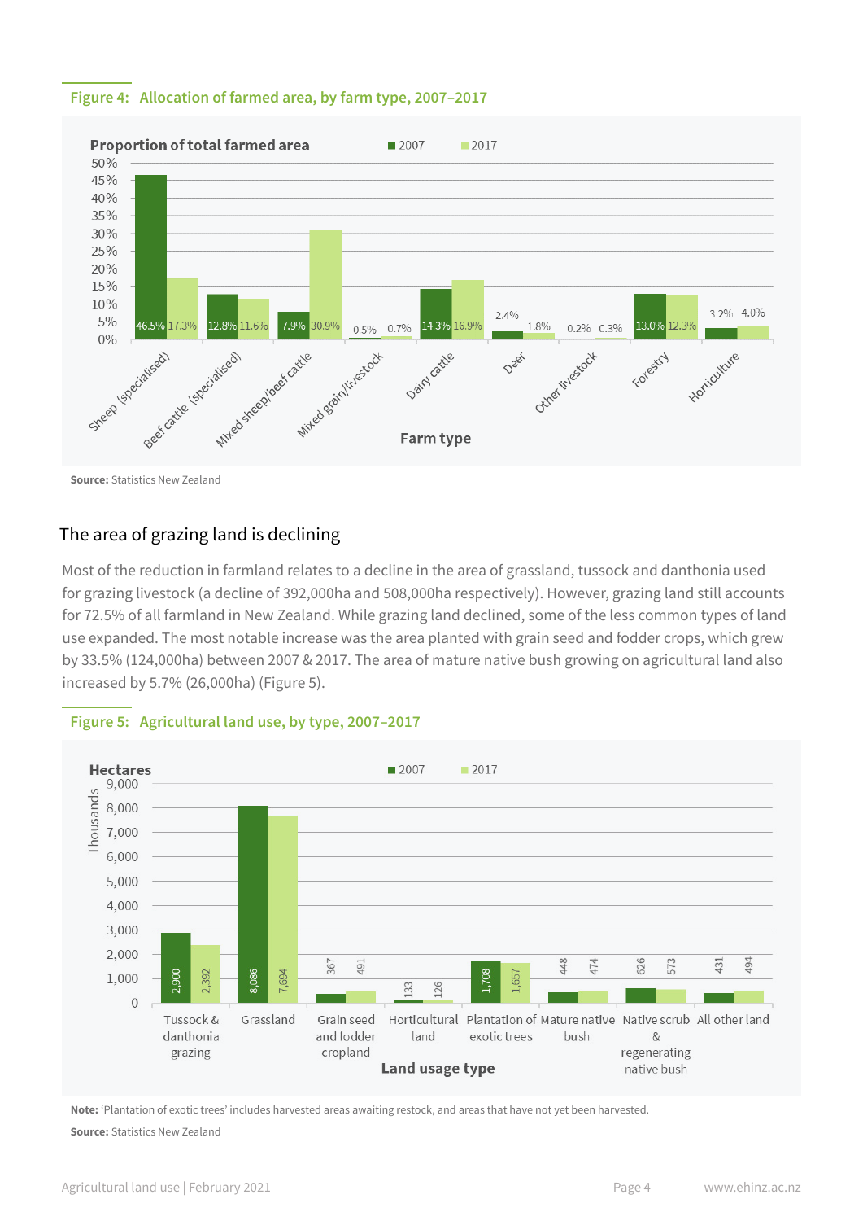**Figure 4: Allocation of farmed area, by farm type, 2007–2017**

| Farm type | 2007 | 2017 |
| --- | --- | --- |
| Sheep (specialised) | 46.5% | 17.3% |
| Beef cattle (specialised) | 12.8% | 11.6% |
| Mixed sheep/beef cattle | 7.9% | 30.9% |
| Mixed grain/livestock | 0.5% | 0.7% |
| Dairy cattle | 14.3% | 16.9% |
| Deer | 2.4% | 1.8% |
| Other livestock | 0.2% | 0.3% |
| Forestry | 13.0% | 12.3% |
| Horticulture | 3.2% | 4.0% |

**Source:** Statistics New Zealand

## The area of grazing land is declining

Most of the reduction in farmland relates to a decline in the area of grassland, tussock and danthonia used for grazing livestock (a decline of 392,000ha and 508,000ha respectively). However, grazing land still accounts for 72.5% of all farmland in New Zealand. While grazing land declined, some of the less common types of land use expanded. The most notable increase was the area planted with grain seed and fodder crops, which grew by 33.5% (124,000ha) between 2007 & 2017. The area of mature native bush growing on agricultural land also increased by 5.7% (26,000ha) (Figure 5).

**Figure 5: Agricultural land use, by type, 2007–2017**

| Land usage type | 2007 (Hectares, thousands) | 2017 (Hectares, thousands) |
| --- | --- | --- |
| Tussock & danthonia grazing | 2,900 | 2,392 |
| Grassland | 8,086 | 7,694 |
| Grain seed and fodder cropland | 367 | 491 |
| Horticultural land | 133 | 126 |
| Plantation of exotic trees | 1,708 | 1,657 |
| Mature native bush | 448 | 474 |
| Native scrub & regenerating native bush | 626 | 573 |
| All other land | 431 | 494 |

**Note:** 'Plantation of exotic trees' includes harvested areas awaiting restock, and areas that have not yet been harvested.

**Source:** Statistics New Zealand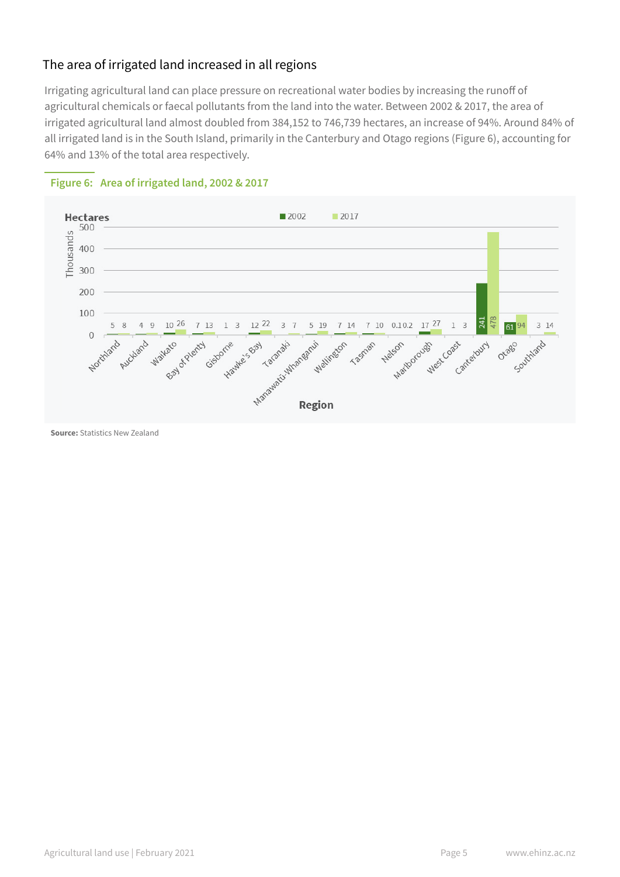## The area of irrigated land increased in all regions

Irrigating agricultural land can place pressure on recreational water bodies by increasing the runoff of agricultural chemicals or faecal pollutants from the land into the water. Between 2002 & 2017, the area of irrigated agricultural land almost doubled from 384,152 to 746,739 hectares, an increase of 94%. Around 84% of all irrigated land is in the South Island, primarily in the Canterbury and Otago regions (Figure 6), accounting for 64% and 13% of the total area respectively.

**Figure 6: Area of irrigated land, 2002 & 2017**

Hectares (Thousands)

| Region | 2002 | 2017 |
|---|---|---|
| Northland | 5 | 8 |
| Auckland | 4 | 9 |
| Waikato | 10 | 26 |
| Bay of Plenty | 7 | 13 |
| Gisborne | 1 | 3 |
| Hawke's Bay | 12 | 22 |
| Taranaki | 3 | 7 |
| Manawatū-Whanganui | 5 | 19 |
| Wellington | 7 | 14 |
| Tasman | 7 | 10 |
| Nelson | 0.1 | 0.2 |
| Marlborough | 17 | 27 |
| West Coast | 1 | 3 |
| Canterbury | 241 | 478 |
| Otago | 61 | 94 |
| Southland | 3 | 14 |

**Source:** Statistics New Zealand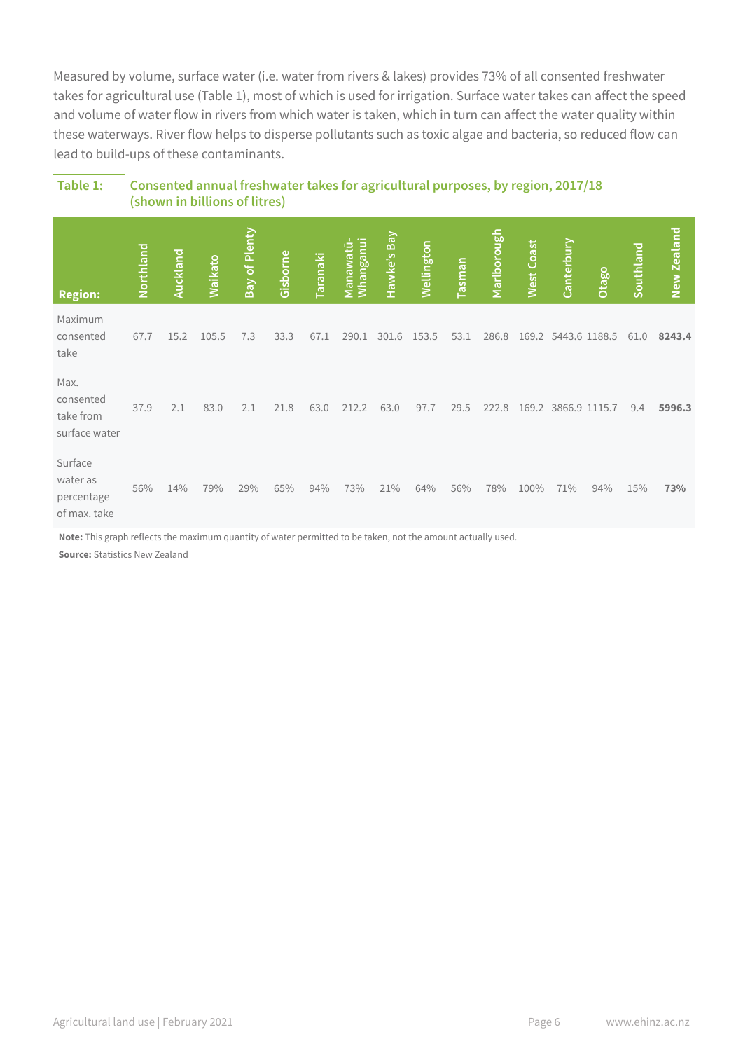Measured by volume, surface water (i.e. water from rivers & lakes) provides 73% of all consented freshwater takes for agricultural use (Table 1), most of which is used for irrigation. Surface water takes can affect the speed and volume of water flow in rivers from which water is taken, which in turn can affect the water quality within these waterways. River flow helps to disperse pollutants such as toxic algae and bacteria, so reduced flow can lead to build-ups of these contaminants.

**Table 1: Consented annual freshwater takes for agricultural purposes, by region, 2017/18 (shown in billions of litres)**

| Region: | Northland | Auckland | Waikato | Bay of Plenty | Gisborne | Taranaki | Manawatū-Whanganui | Hawke's Bay | Wellington | Tasman | Marlborough | West Coast | Canterbury | Otago | Southland | **New Zealand** |
|---|---|---|---|---|---|---|---|---|---|---|---|---|---|---|---|---|
| Maximum consented take | 67.7 | 15.2 | 105.5 | 7.3 | 33.3 | 67.1 | 290.1 | 301.6 | 153.5 | 53.1 | 286.8 | 169.2 | 5443.6 | 1188.5 | 61.0 | **8243.4** |
| Max. consented take from surface water | 37.9 | 2.1 | 83.0 | 2.1 | 21.8 | 63.0 | 212.2 | 63.0 | 97.7 | 29.5 | 222.8 | 169.2 | 3866.9 | 1115.7 | 9.4 | **5996.3** |
| Surface water as percentage of max. take | 56% | 14% | 79% | 29% | 65% | 94% | 73% | 21% | 64% | 56% | 78% | 100% | 71% | 94% | 15% | **73%** |

**Note:** This graph reflects the maximum quantity of water permitted to be taken, not the amount actually used.

**Source:** Statistics New Zealand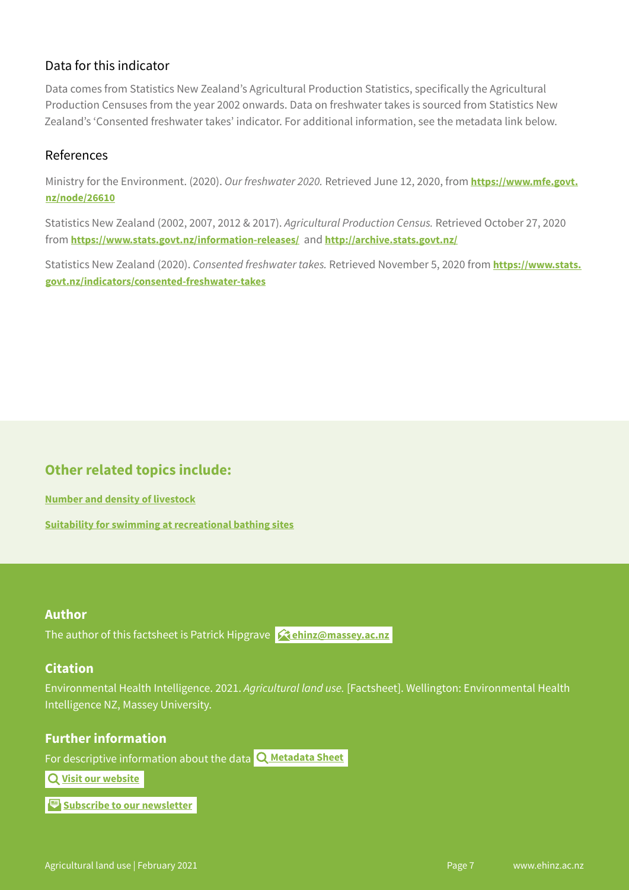## Data for this indicator

Data comes from Statistics New Zealand's Agricultural Production Statistics, specifically the Agricultural Production Censuses from the year 2002 onwards. Data on freshwater takes is sourced from Statistics New Zealand's 'Consented freshwater takes' indicator. For additional information, see the metadata link below.

## References

Ministry for the Environment. (2020). *Our freshwater 2020.* Retrieved June 12, 2020, from **https://www.mfe.govt.nz/node/26610**

Statistics New Zealand (2002, 2007, 2012 & 2017). *Agricultural Production Census.* Retrieved October 27, 2020 from **https://www.stats.govt.nz/information-releases/** and **http://archive.stats.govt.nz/**

Statistics New Zealand (2020). *Consented freshwater takes.* Retrieved November 5, 2020 from **https://www.stats.govt.nz/indicators/consented-freshwater-takes**

## Other related topics include:

**Number and density of livestock**

**Suitability for swimming at recreational bathing sites**

### Author

The author of this factsheet is Patrick Hipgrave **ehinz@massey.ac.nz**

### Citation

Environmental Health Intelligence. 2021. *Agricultural land use.* [Factsheet]. Wellington: Environmental Health Intelligence NZ, Massey University.

### Further information

For descriptive information about the data **Metadata Sheet**

**Visit our website**

**Subscribe to our newsletter**